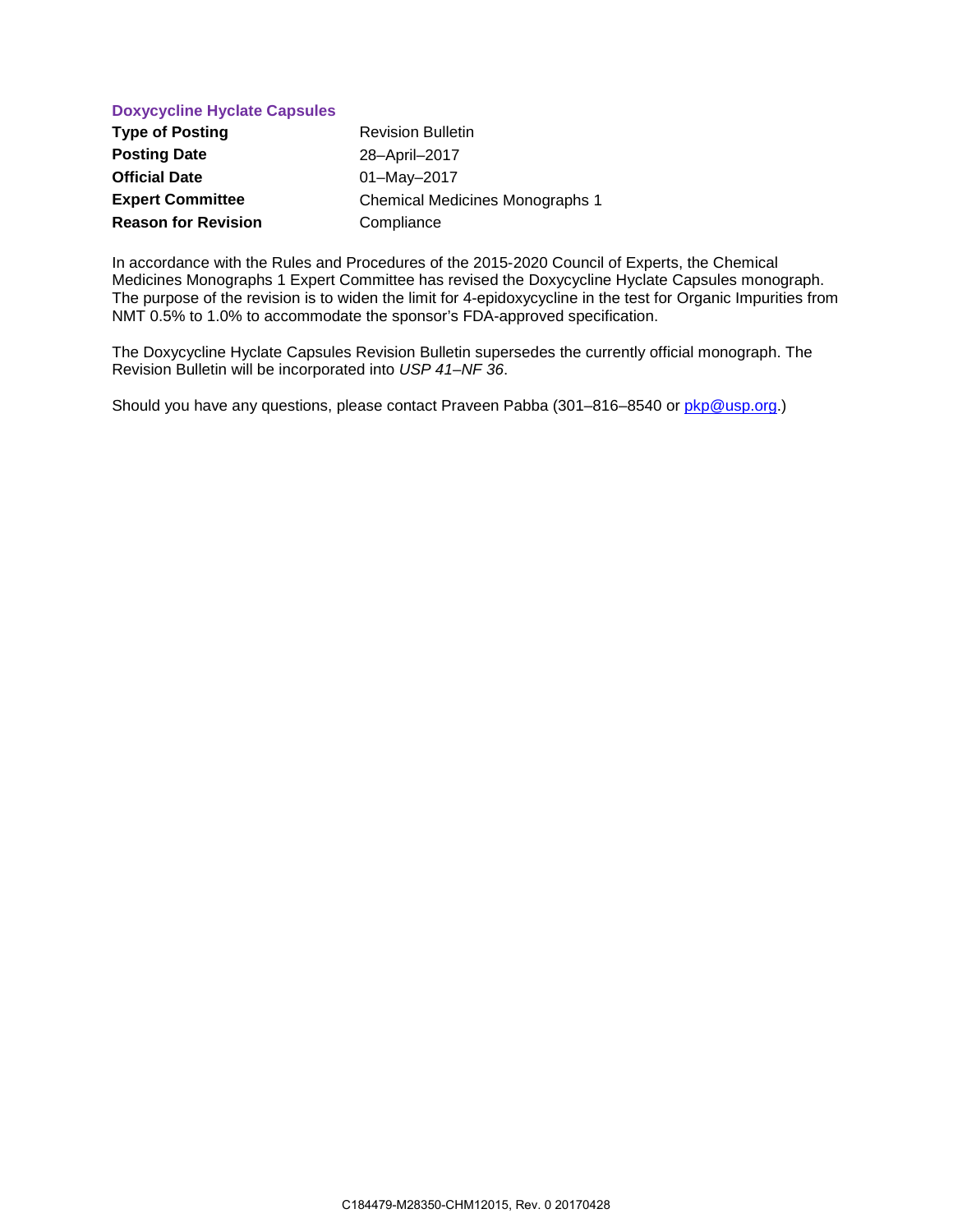## Doxycycline Hyclate Capsules

| | |
|---|---|
| **Type of Posting** | Revision Bulletin |
| **Posting Date** | 28–April–2017 |
| **Official Date** | 01–May–2017 |
| **Expert Committee** | Chemical Medicines Monographs 1 |
| **Reason for Revision** | Compliance |

In accordance with the Rules and Procedures of the 2015-2020 Council of Experts, the Chemical Medicines Monographs 1 Expert Committee has revised the Doxycycline Hyclate Capsules monograph. The purpose of the revision is to widen the limit for 4-epidoxycycline in the test for Organic Impurities from NMT 0.5% to 1.0% to accommodate the sponsor's FDA-approved specification.

The Doxycycline Hyclate Capsules Revision Bulletin supersedes the currently official monograph. The Revision Bulletin will be incorporated into *USP 41–NF 36*.

Should you have any questions, please contact Praveen Pabba (301–816–8540 or pkp@usp.org.)

C184479-M28350-CHM12015, Rev. 0 20170428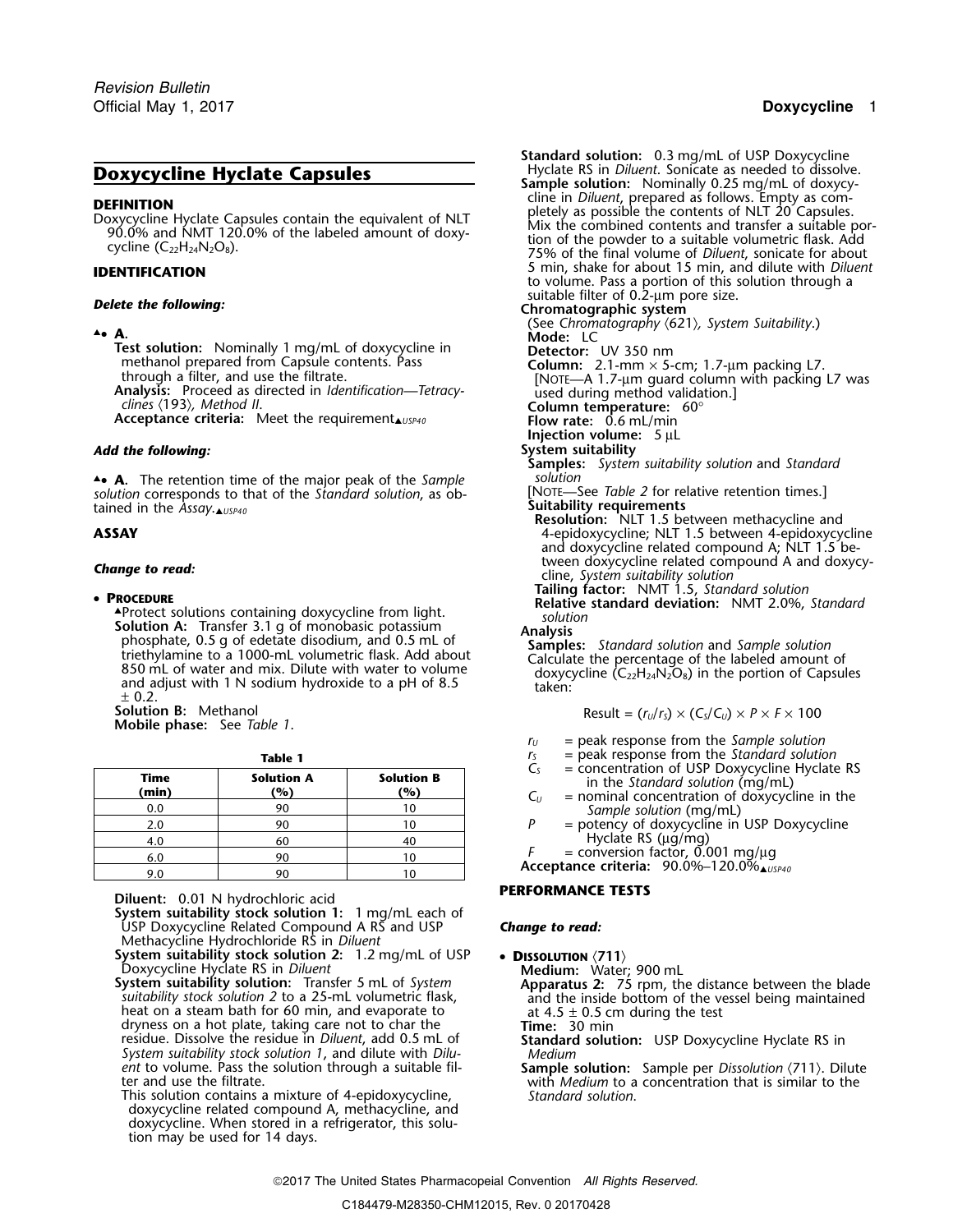# Doxycycline Hyclate Capsules

## DEFINITION

Doxycycline Hyclate Capsules contain the equivalent of NLT 90.0% and NMT 120.0% of the labeled amount of doxycycline ($C_{22}H_{24}N_2O_8$).

## IDENTIFICATION

***Delete the following:***

▲• **A.**

**Test solution:** Nominally 1 mg/mL of doxycycline in methanol prepared from Capsule contents. Pass through a filter, and use the filtrate.

**Analysis:** Proceed as directed in *Identification—Tetracyclines* ⟨193⟩, *Method II*.

**Acceptance criteria:** Meet the requirement▲USP40

***Add the following:***

▲• **A.** The retention time of the major peak of the *Sample solution* corresponds to that of the *Standard solution*, as obtained in the *Assay*.▲USP40

## ASSAY

***Change to read:***

• **PROCEDURE**

▲Protect solutions containing doxycycline from light.

**Solution A:** Transfer 3.1 g of monobasic potassium phosphate, 0.5 g of edetate disodium, and 0.5 mL of triethylamine to a 1000-mL volumetric flask. Add about 850 mL of water and mix. Dilute with water to volume and adjust with 1 N sodium hydroxide to a pH of 8.5 ± 0.2.

**Solution B:** Methanol

**Mobile phase:** See *Table 1*.

**Table 1**

| Time (min) | Solution A (%) | Solution B (%) |
|---|---|---|
| 0.0 | 90 | 10 |
| 2.0 | 90 | 10 |
| 4.0 | 60 | 40 |
| 6.0 | 90 | 10 |
| 9.0 | 90 | 10 |

**Diluent:** 0.01 N hydrochloric acid

**System suitability stock solution 1:** 1 mg/mL each of USP Doxycycline Related Compound A RS and USP Methacycline Hydrochloride RS in *Diluent*

**System suitability stock solution 2:** 1.2 mg/mL of USP Doxycycline Hyclate RS in *Diluent*

**System suitability solution:** Transfer 5 mL of *System suitability stock solution 2* to a 25-mL volumetric flask, heat on a steam bath for 60 min, and evaporate to dryness on a hot plate, taking care not to char the residue. Dissolve the residue in *Diluent*, add 0.5 mL of *System suitability stock solution 1*, and dilute with *Diluent* to volume. Pass the solution through a suitable filter and use the filtrate.

This solution contains a mixture of 4-epidoxycycline, doxycycline related compound A, methacycline, and doxycycline. When stored in a refrigerator, this solution may be used for 14 days.

**Standard solution:** 0.3 mg/mL of USP Doxycycline Hyclate RS in *Diluent*. Sonicate as needed to dissolve.

**Sample solution:** Nominally 0.25 mg/mL of doxycycline in *Diluent*, prepared as follows. Empty as completely as possible the contents of NLT 20 Capsules. Mix the combined contents and transfer a suitable portion of the powder to a suitable volumetric flask. Add 75% of the final volume of *Diluent*, sonicate for about 5 min, shake for about 15 min, and dilute with *Diluent* to volume. Pass a portion of this solution through a suitable filter of 0.2-µm pore size.

**Chromatographic system**

(See *Chromatography* ⟨621⟩, *System Suitability*.)

**Mode:** LC

**Detector:** UV 350 nm

**Column:** 2.1-mm × 5-cm; 1.7-µm packing L7.

[NOTE—A 1.7-µm guard column with packing L7 was used during method validation.]

**Column temperature:** 60°

**Flow rate:** 0.6 mL/min

**Injection volume:** 5 µL

**System suitability**

**Samples:** *System suitability solution* and *Standard solution*

[NOTE—See *Table 2* for relative retention times.]

**Suitability requirements**

**Resolution:** NLT 1.5 between methacycline and 4-epidoxycycline; NLT 1.5 between 4-epidoxycycline and doxycycline related compound A; NLT 1.5 between doxycycline related compound A and doxycycline, *System suitability solution*

**Tailing factor:** NMT 1.5, *Standard solution*

**Relative standard deviation:** NMT 2.0%, *Standard solution*

**Analysis**

**Samples:** *Standard solution* and *Sample solution*

Calculate the percentage of the labeled amount of doxycycline ($C_{22}H_{24}N_2O_8$) in the portion of Capsules taken:

$$\text{Result} = (r_U/r_S) \times (C_S/C_U) \times P \times F \times 100$$

$r_U$ = peak response from the *Sample solution*

$r_S$ = peak response from the *Standard solution*

$C_S$ = concentration of USP Doxycycline Hyclate RS in the *Standard solution* (mg/mL)

$C_U$ = nominal concentration of doxycycline in the *Sample solution* (mg/mL)

$P$ = potency of doxycycline in USP Doxycycline Hyclate RS (µg/mg)

$F$ = conversion factor, 0.001 mg/µg

**Acceptance criteria:** 90.0%–120.0%▲USP40

## PERFORMANCE TESTS

***Change to read:***

• **DISSOLUTION** ⟨711⟩

**Medium:** Water; 900 mL

**Apparatus 2:** 75 rpm, the distance between the blade and the inside bottom of the vessel being maintained at 4.5 ± 0.5 cm during the test

**Time:** 30 min

**Standard solution:** USP Doxycycline Hyclate RS in *Medium*

**Sample solution:** Sample per *Dissolution* ⟨711⟩. Dilute with *Medium* to a concentration that is similar to the *Standard solution*.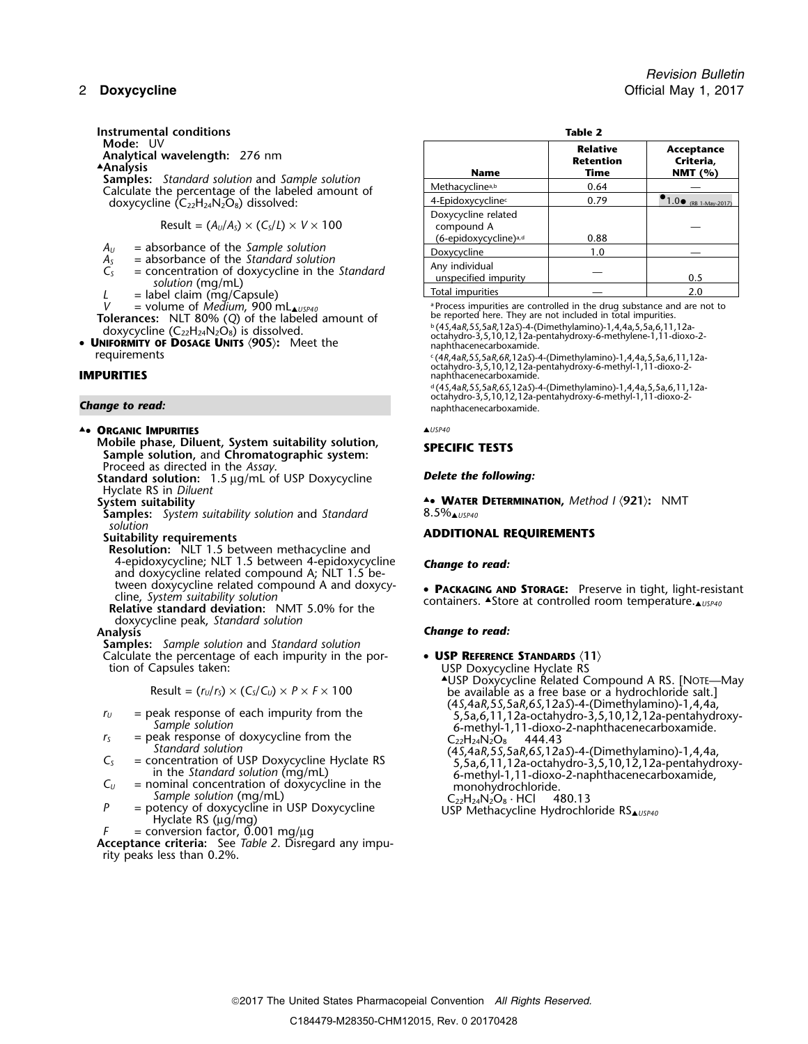**Instrumental conditions**

**Mode:** UV

**Analytical wavelength:** 276 nm

▲**Analysis**

**Samples:** *Standard solution* and *Sample solution*

Calculate the percentage of the labeled amount of doxycycline ($C_{22}H_{24}N_2O_8$) dissolved:

$$\text{Result} = (A_U/A_S) \times (C_S/L) \times V \times 100$$

$A_U$ = absorbance of the *Sample solution*

$A_S$ = absorbance of the *Standard solution*

$C_S$ = concentration of doxycycline in the *Standard solution* (mg/mL)

$L$ = label claim (mg/Capsule)

$V$ = volume of *Medium*, 900 mL▲USP40

**Tolerances:** NLT 80% (*Q*) of the labeled amount of doxycycline ($C_{22}H_{24}N_2O_8$) is dissolved.

• **Uniformity of Dosage Units** ⟨905⟩**:** Meet the requirements

## IMPURITIES

***Change to read:***

▲• **Organic Impurities**

**Mobile phase, Diluent, System suitability solution, Sample solution,** and **Chromatographic system:** Proceed as directed in the *Assay*.

**Standard solution:** 1.5 µg/mL of USP Doxycycline Hyclate RS in *Diluent*

**System suitability**

**Samples:** *System suitability solution* and *Standard solution*

**Suitability requirements**

**Resolution:** NLT 1.5 between methacycline and 4-epidoxycycline; NLT 1.5 between 4-epidoxycycline and doxycycline related compound A; NLT 1.5 between doxycycline related compound A and doxycycline, *System suitability solution*

**Relative standard deviation:** NMT 5.0% for the doxycycline peak, *Standard solution*

**Analysis**

**Samples:** *Sample solution* and *Standard solution*

Calculate the percentage of each impurity in the portion of Capsules taken:

$$\text{Result} = (r_U/r_S) \times (C_S/C_U) \times P \times F \times 100$$

$r_U$ = peak response of each impurity from the *Sample solution*

$r_S$ = peak response of doxycycline from the *Standard solution*

$C_S$ = concentration of USP Doxycycline Hyclate RS in the *Standard solution* (mg/mL)

$C_U$ = nominal concentration of doxycycline in the *Sample solution* (mg/mL)

$P$ = potency of doxycycline in USP Doxycycline Hyclate RS (µg/mg)

$F$ = conversion factor, 0.001 mg/µg

**Acceptance criteria:** See *Table 2*. Disregard any impurity peaks less than 0.2%.

**Table 2**

| Name | Relative Retention Time | Acceptance Criteria, NMT (%) |
|---|---|---|
| Methacycline[a,b] | 0.64 | — |
| 4-Epidoxycycline[c] | 0.79 | •1.0• (RB 1-May-2017) |
| Doxycycline related compound A (6-epidoxycycline)[a,d] | 0.88 | — |
| Doxycycline | 1.0 | — |
| Any individual unspecified impurity | — | 0.5 |
| Total impurities | — | 2.0 |

[a] Process impurities are controlled in the drug substance and are not to be reported here. They are not included in total impurities.

[b] (4*S*,4a*R*,5*S*,5a*R*,12a*S*)-4-(Dimethylamino)-1,4,4a,5,5a,6,11,12a-octahydro-3,5,10,12,12a-pentahydroxy-6-methylene-1,11-dioxo-2-naphthacenecarboxamide.

[c] (4*R*,4a*R*,5*S*,5a*R*,6*R*,12a*S*)-4-(Dimethylamino)-1,4,4a,5,5a,6,11,12a-octahydro-3,5,10,12,12a-pentahydroxy-6-methyl-1,11-dioxo-2-naphthacenecarboxamide.

[d] (4*S*,4a*R*,5*S*,5a*R*,6*S*,12a*S*)-4-(Dimethylamino)-1,4,4a,5,5a,6,11,12a-octahydro-3,5,10,12,12a-pentahydroxy-6-methyl-1,11-dioxo-2-naphthacenecarboxamide.

▲USP40

## SPECIFIC TESTS

***Delete the following:***

▲• **Water Determination,** *Method I* ⟨921⟩**:** NMT 8.5%▲USP40

## ADDITIONAL REQUIREMENTS

***Change to read:***

• **Packaging and Storage:** Preserve in tight, light-resistant containers. ▲Store at controlled room temperature.▲USP40

***Change to read:***

• **USP Reference Standards** ⟨11⟩

USP Doxycycline Hyclate RS

▲USP Doxycycline Related Compound A RS. [Note—May be available as a free base or a hydrochloride salt.]

(4*S*,4a*R*,5*S*,5a*R*,6*S*,12a*S*)-4-(Dimethylamino)-1,4,4a,5,5a,6,11,12a-octahydro-3,5,10,12,12a-pentahydroxy-6-methyl-1,11-dioxo-2-naphthacenecarboxamide.

$C_{22}H_{24}N_2O_8$ 444.43

(4*S*,4a*R*,5*S*,5a*R*,6*S*,12a*S*)-4-(Dimethylamino)-1,4,4a,5,5a,6,11,12a-octahydro-3,5,10,12,12a-pentahydroxy-6-methyl-1,11-dioxo-2-naphthacenecarboxamide, monohydrochloride.

$C_{22}H_{24}N_2O_8 \cdot HCl$ 480.13

USP Methacycline Hydrochloride RS▲USP40